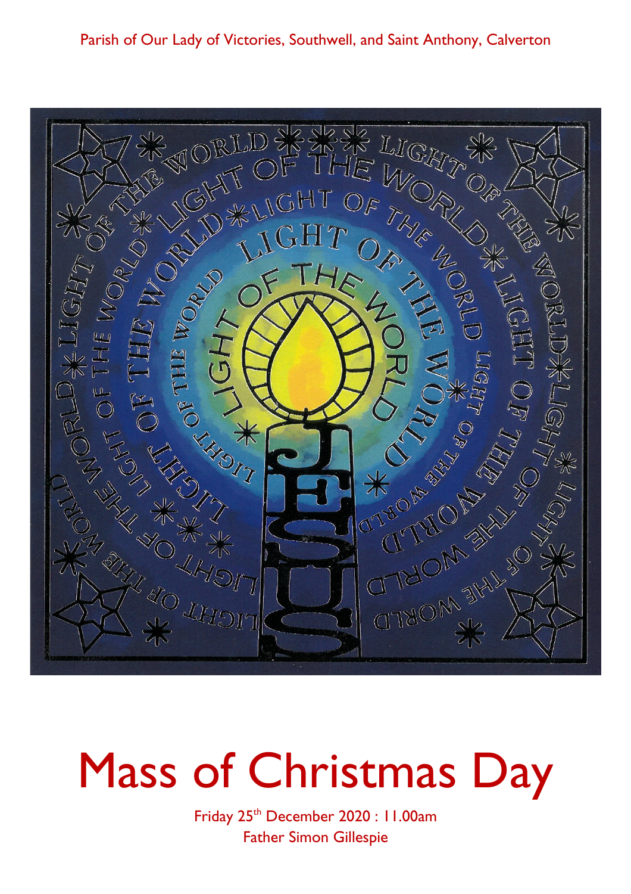Parish of Our Lady of Victories, Southwell, and Saint Anthony, Calverton

# Mass of Christmas Day

Friday 25th December 2020 : 11.00am

Father Simon Gillespie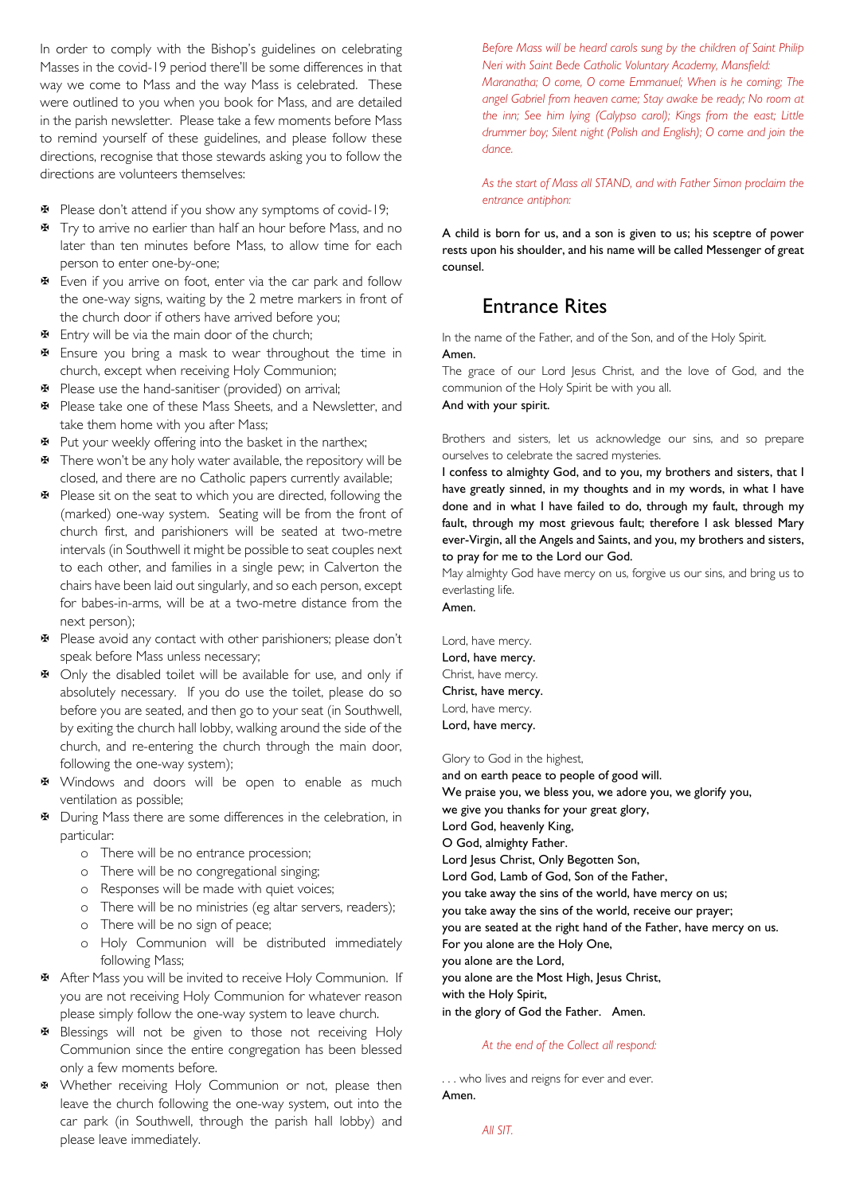In order to comply with the Bishop's guidelines on celebrating Masses in the covid-19 period there'll be some differences in that way we come to Mass and the way Mass is celebrated. These were outlined to you when you book for Mass, and are detailed in the parish newsletter. Please take a few moments before Mass to remind yourself of these guidelines, and please follow these directions, recognise that those stewards asking you to follow the directions are volunteers themselves:

- Please don't attend if you show any symptoms of covid-19;
- Try to arrive no earlier than half an hour before Mass, and no later than ten minutes before Mass, to allow time for each person to enter one-by-one;
- Even if you arrive on foot, enter via the car park and follow the one-way signs, waiting by the 2 metre markers in front of the church door if others have arrived before you;
- Entry will be via the main door of the church;
- Ensure you bring a mask to wear throughout the time in church, except when receiving Holy Communion;
- Please use the hand-sanitiser (provided) on arrival;
- Please take one of these Mass Sheets, and a Newsletter, and take them home with you after Mass;
- Put your weekly offering into the basket in the narthex;
- There won't be any holy water available, the repository will be closed, and there are no Catholic papers currently available;
- Please sit on the seat to which you are directed, following the (marked) one-way system. Seating will be from the front of church first, and parishioners will be seated at two-metre intervals (in Southwell it might be possible to seat couples next to each other, and families in a single pew; in Calverton the chairs have been laid out singularly, and so each person, except for babes-in-arms, will be at a two-metre distance from the next person);
- Please avoid any contact with other parishioners; please don't speak before Mass unless necessary;
- Only the disabled toilet will be available for use, and only if absolutely necessary. If you do use the toilet, please do so before you are seated, and then go to your seat (in Southwell, by exiting the church hall lobby, walking around the side of the church, and re-entering the church through the main door, following the one-way system);
- Windows and doors will be open to enable as much ventilation as possible;
- During Mass there are some differences in the celebration, in particular:
    - There will be no entrance procession;
    - There will be no congregational singing;
    - Responses will be made with quiet voices;
    - There will be no ministries (eg altar servers, readers);
    - There will be no sign of peace;
    - Holy Communion will be distributed immediately following Mass;
- After Mass you will be invited to receive Holy Communion. If you are not receiving Holy Communion for whatever reason please simply follow the one-way system to leave church.
- Blessings will not be given to those not receiving Holy Communion since the entire congregation has been blessed only a few moments before.
- Whether receiving Holy Communion or not, please then leave the church following the one-way system, out into the car park (in Southwell, through the parish hall lobby) and please leave immediately.

*Before Mass will be heard carols sung by the children of Saint Philip Neri with Saint Bede Catholic Voluntary Academy, Mansfield: Maranatha; O come, O come Emmanuel; When is he coming; The angel Gabriel from heaven came; Stay awake be ready; No room at the inn; See him lying (Calypso carol); Kings from the east; Little drummer boy; Silent night (Polish and English); O come and join the dance.*

*As the start of Mass all STAND, and with Father Simon proclaim the entrance antiphon:*

**A child is born for us, and a son is given to us; his sceptre of power rests upon his shoulder, and his name will be called Messenger of great counsel.**

## Entrance Rites

In the name of the Father, and of the Son, and of the Holy Spirit.
**Amen.**
The grace of our Lord Jesus Christ, and the love of God, and the communion of the Holy Spirit be with you all.
**And with your spirit.**

Brothers and sisters, let us acknowledge our sins, and so prepare ourselves to celebrate the sacred mysteries.
**I confess to almighty God, and to you, my brothers and sisters, that I have greatly sinned, in my thoughts and in my words, in what I have done and in what I have failed to do, through my fault, through my fault, through my most grievous fault; therefore I ask blessed Mary ever-Virgin, all the Angels and Saints, and you, my brothers and sisters, to pray for me to the Lord our God.**
May almighty God have mercy on us, forgive us our sins, and bring us to everlasting life.
**Amen.**

Lord, have mercy.
**Lord, have mercy.**
Christ, have mercy.
**Christ, have mercy.**
Lord, have mercy.
**Lord, have mercy.**

Glory to God in the highest,
**and on earth peace to people of good will.**
**We praise you, we bless you, we adore you, we glorify you,**
**we give you thanks for your great glory,**
**Lord God, heavenly King,**
**O God, almighty Father.**
**Lord Jesus Christ, Only Begotten Son,**
**Lord God, Lamb of God, Son of the Father,**
**you take away the sins of the world, have mercy on us;**
**you take away the sins of the world, receive our prayer;**
**you are seated at the right hand of the Father, have mercy on us.**
**For you alone are the Holy One,**
**you alone are the Lord,**
**you alone are the Most High, Jesus Christ,**
**with the Holy Spirit,**
**in the glory of God the Father. Amen.**

*At the end of the Collect all respond:*

. . . who lives and reigns for ever and ever.
**Amen.**

*All SIT.*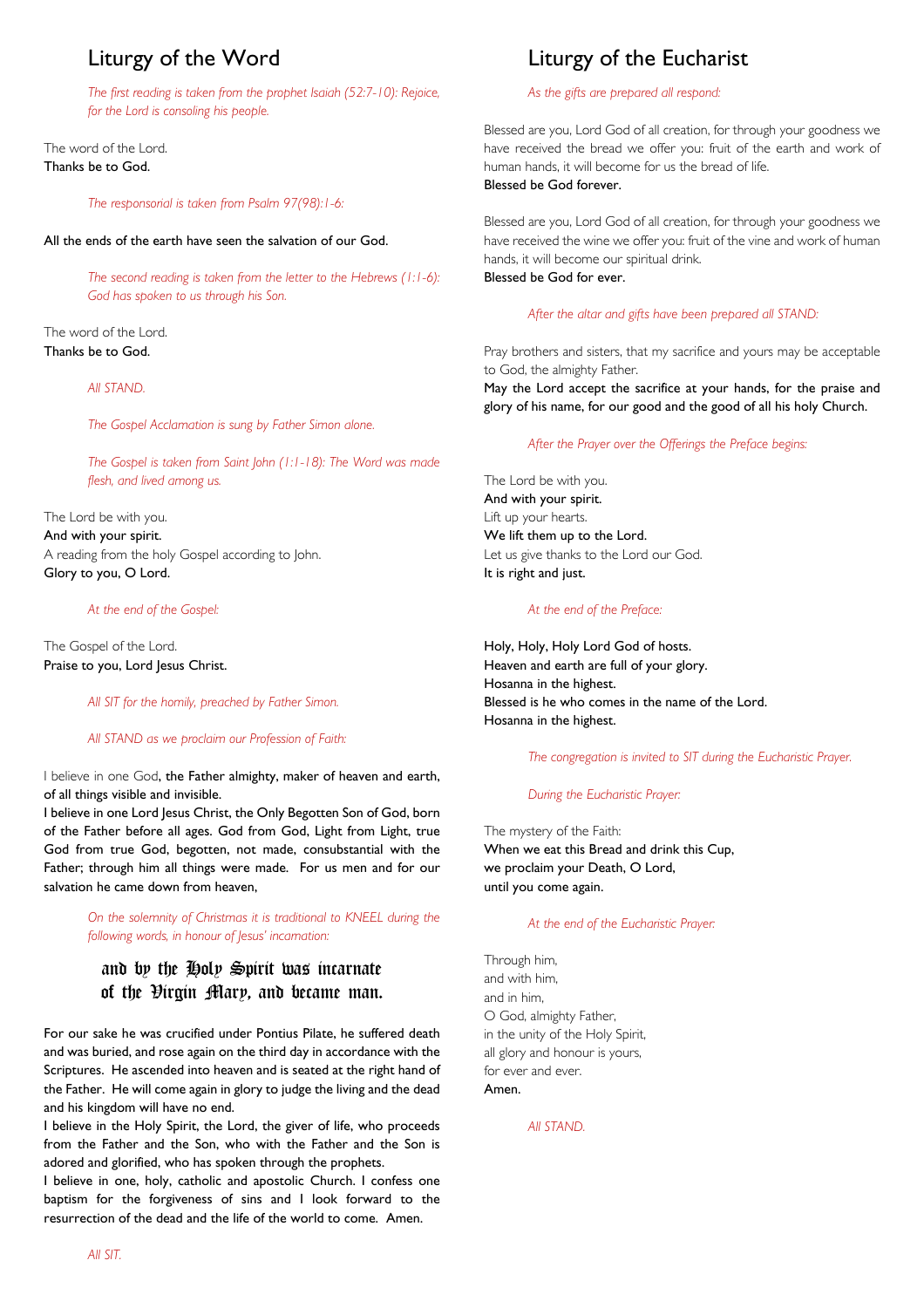## Liturgy of the Word

*The first reading is taken from the prophet Isaiah (52:7-10): Rejoice, for the Lord is consoling his people.*

The word of the Lord.
**Thanks be to God.**

*The responsorial is taken from Psalm 97(98):1-6:*

**All the ends of the earth have seen the salvation of our God.**

*The second reading is taken from the letter to the Hebrews (1:1-6): God has spoken to us through his Son.*

The word of the Lord.
**Thanks be to God.**

*All STAND.*

*The Gospel Acclamation is sung by Father Simon alone.*

*The Gospel is taken from Saint John (1:1-18): The Word was made flesh, and lived among us.*

The Lord be with you.
**And with your spirit.**
A reading from the holy Gospel according to John.
**Glory to you, O Lord.**

*At the end of the Gospel:*

The Gospel of the Lord.
**Praise to you, Lord Jesus Christ.**

*All SIT for the homily, preached by Father Simon.*

*All STAND as we proclaim our Profession of Faith:*

I believe in one God, **the Father almighty, maker of heaven and earth, of all things visible and invisible.**
**I believe in one Lord Jesus Christ, the Only Begotten Son of God, born of the Father before all ages. God from God, Light from Light, true God from true God, begotten, not made, consubstantial with the Father; through him all things were made. For us men and for our salvation he came down from heaven,**

*On the solemnity of Christmas it is traditional to KNEEL during the following words, in honour of Jesus' incarnation:*

**and by the Holy Spirit was incarnate of the Virgin Mary, and became man.**

**For our sake he was crucified under Pontius Pilate, he suffered death and was buried, and rose again on the third day in accordance with the Scriptures. He ascended into heaven and is seated at the right hand of the Father. He will come again in glory to judge the living and the dead and his kingdom will have no end.**
**I believe in the Holy Spirit, the Lord, the giver of life, who proceeds from the Father and the Son, who with the Father and the Son is adored and glorified, who has spoken through the prophets.**
**I believe in one, holy, catholic and apostolic Church. I confess one baptism for the forgiveness of sins and I look forward to the resurrection of the dead and the life of the world to come. Amen.**

*All SIT.*

## Liturgy of the Eucharist

*As the gifts are prepared all respond:*

Blessed are you, Lord God of all creation, for through your goodness we have received the bread we offer you: fruit of the earth and work of human hands, it will become for us the bread of life.
**Blessed be God forever.**

Blessed are you, Lord God of all creation, for through your goodness we have received the wine we offer you: fruit of the vine and work of human hands, it will become our spiritual drink.
**Blessed be God for ever.**

*After the altar and gifts have been prepared all STAND:*

Pray brothers and sisters, that my sacrifice and yours may be acceptable to God, the almighty Father.
**May the Lord accept the sacrifice at your hands, for the praise and glory of his name, for our good and the good of all his holy Church.**

*After the Prayer over the Offerings the Preface begins:*

The Lord be with you.
**And with your spirit.**
Lift up your hearts.
**We lift them up to the Lord.**
Let us give thanks to the Lord our God.
**It is right and just.**

*At the end of the Preface:*

**Holy, Holy, Holy Lord God of hosts.**
**Heaven and earth are full of your glory.**
**Hosanna in the highest.**
**Blessed is he who comes in the name of the Lord.**
**Hosanna in the highest.**

*The congregation is invited to SIT during the Eucharistic Prayer.*

*During the Eucharistic Prayer:*

The mystery of the Faith:
**When we eat this Bread and drink this Cup,**
**we proclaim your Death, O Lord,**
**until you come again.**

*At the end of the Eucharistic Prayer:*

Through him,
and with him,
and in him,
O God, almighty Father,
in the unity of the Holy Spirit,
all glory and honour is yours,
for ever and ever.
**Amen.**

*All STAND.*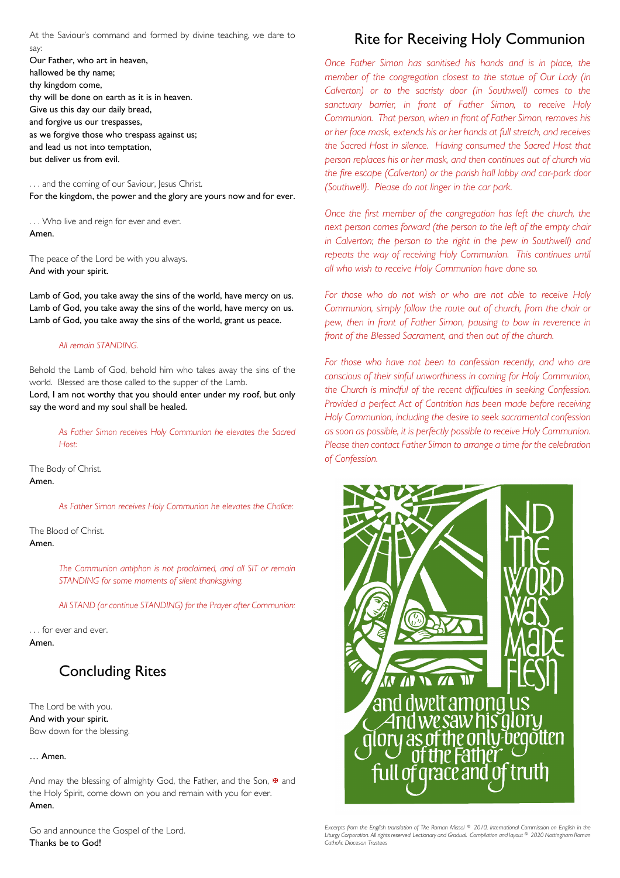At the Saviour's command and formed by divine teaching, we dare to say:

**Our Father, who art in heaven,**
**hallowed be thy name;**
**thy kingdom come,**
**thy will be done on earth as it is in heaven.**
**Give us this day our daily bread,**
**and forgive us our trespasses,**
**as we forgive those who trespass against us;**
**and lead us not into temptation,**
**but deliver us from evil.**

. . . and the coming of our Saviour, Jesus Christ.
**For the kingdom, the power and the glory are yours now and for ever.**

. . . Who live and reign for ever and ever.
**Amen.**

The peace of the Lord be with you always.
**And with your spirit.**

**Lamb of God, you take away the sins of the world, have mercy on us.**
**Lamb of God, you take away the sins of the world, have mercy on us.**
**Lamb of God, you take away the sins of the world, grant us peace.**

*All remain STANDING.*

Behold the Lamb of God, behold him who takes away the sins of the world. Blessed are those called to the supper of the Lamb.
**Lord, I am not worthy that you should enter under my roof, but only say the word and my soul shall be healed.**

*As Father Simon receives Holy Communion he elevates the Sacred Host:*

The Body of Christ.
**Amen.**

*As Father Simon receives Holy Communion he elevates the Chalice:*

The Blood of Christ.
**Amen.**

*The Communion antiphon is not proclaimed, and all SIT or remain STANDING for some moments of silent thanksgiving.*

*All STAND (or continue STANDING) for the Prayer after Communion:*

. . . for ever and ever.
**Amen.**

## Concluding Rites

The Lord be with you.
**And with your spirit.**
Bow down for the blessing.

**… Amen.**

And may the blessing of almighty God, the Father, and the Son, ✠ and the Holy Spirit, come down on you and remain with you for ever.
**Amen.**

Go and announce the Gospel of the Lord.
**Thanks be to God!**

## Rite for Receiving Holy Communion

*Once Father Simon has sanitised his hands and is in place, the member of the congregation closest to the statue of Our Lady (in Calverton) or to the sacristy door (in Southwell) comes to the sanctuary barrier, in front of Father Simon, to receive Holy Communion. That person, when in front of Father Simon, removes his or her face mask, extends his or her hands at full stretch, and receives the Sacred Host in silence. Having consumed the Sacred Host that person replaces his or her mask, and then continues out of church via the fire escape (Calverton) or the parish hall lobby and car-park door (Southwell). Please do not linger in the car park.*

*Once the first member of the congregation has left the church, the next person comes forward (the person to the left of the empty chair in Calverton; the person to the right in the pew in Southwell) and repeats the way of receiving Holy Communion. This continues until all who wish to receive Holy Communion have done so.*

*For those who do not wish or who are not able to receive Holy Communion, simply follow the route out of church, from the chair or pew, then in front of Father Simon, pausing to bow in reverence in front of the Blessed Sacrament, and then out of the church.*

*For those who have not been to confession recently, and who are conscious of their sinful unworthiness in coming for Holy Communion, the Church is mindful of the recent difficulties in seeking Confession. Provided a perfect Act of Contrition has been made before receiving Holy Communion, including the desire to seek sacramental confession as soon as possible, it is perfectly possible to receive Holy Communion. Please then contact Father Simon to arrange a time for the celebration of Confession.*

And the Word was made flesh and dwelt among us And we saw his glory glory as of the only-begotten of the Father full of grace and of truth

*Excerpts from the English translation of The Roman Missal © 2010, International Commission on English in the Liturgy Corporation. All rights reserved. Lectionary and Gradual. Compilation and layout © 2020 Nottingham Roman Catholic Diocesan Trustees*